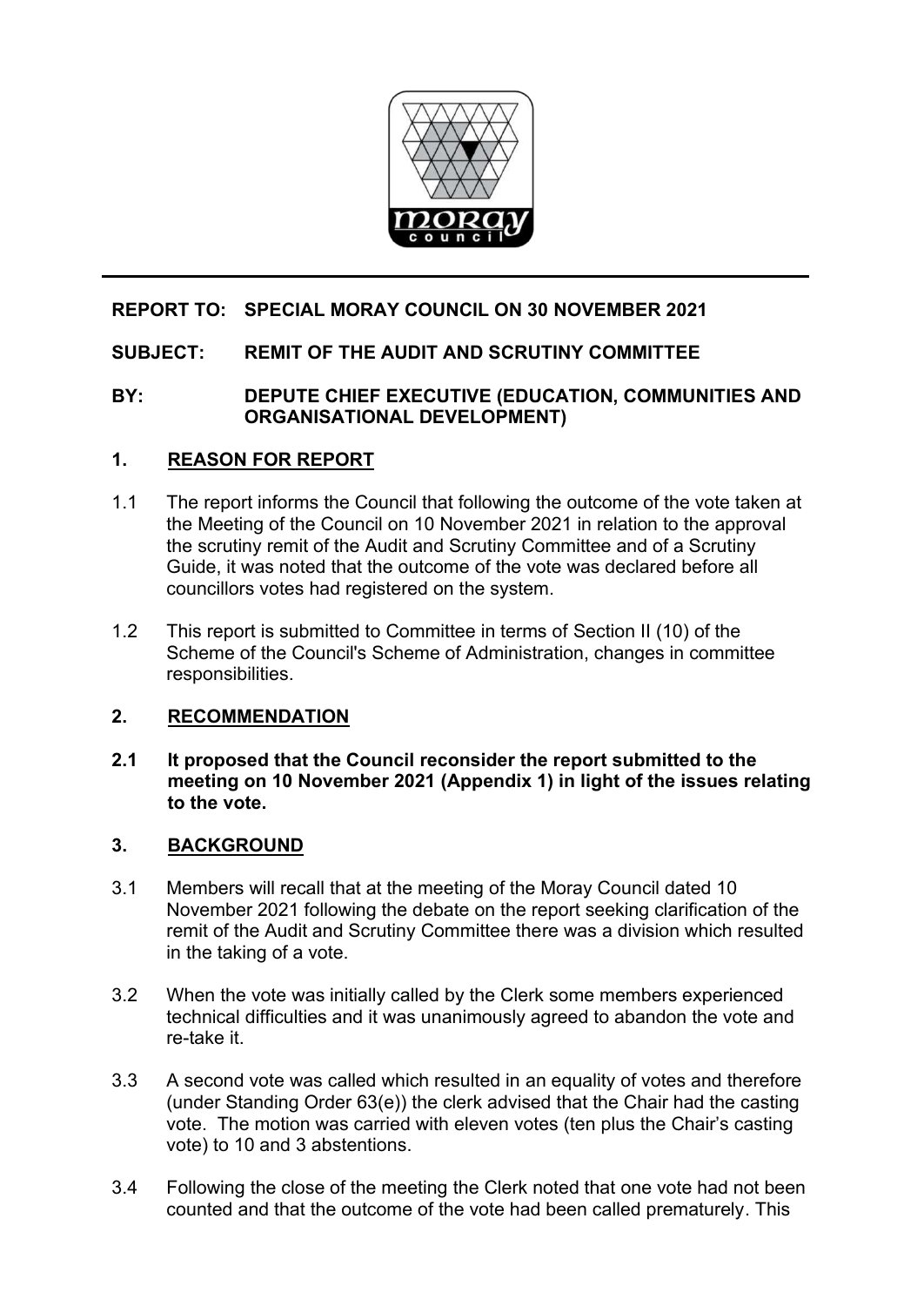**REPORT TO: SPECIAL MORAY COUNCIL ON 30 NOVEMBER 2021**

**SUBJECT: REMIT OF THE AUDIT AND SCRUTINY COMMITTEE**

**BY: DEPUTE CHIEF EXECUTIVE (EDUCATION, COMMUNITIES AND ORGANISATIONAL DEVELOPMENT)**

## 1. REASON FOR REPORT

1.1 The report informs the Council that following the outcome of the vote taken at the Meeting of the Council on 10 November 2021 in relation to the approval the scrutiny remit of the Audit and Scrutiny Committee and of a Scrutiny Guide, it was noted that the outcome of the vote was declared before all councillors votes had registered on the system.

1.2 This report is submitted to Committee in terms of Section II (10) of the Scheme of the Council's Scheme of Administration, changes in committee responsibilities.

## 2. RECOMMENDATION

**2.1 It proposed that the Council reconsider the report submitted to the meeting on 10 November 2021 (Appendix 1) in light of the issues relating to the vote.**

## 3. BACKGROUND

3.1 Members will recall that at the meeting of the Moray Council dated 10 November 2021 following the debate on the report seeking clarification of the remit of the Audit and Scrutiny Committee there was a division which resulted in the taking of a vote.

3.2 When the vote was initially called by the Clerk some members experienced technical difficulties and it was unanimously agreed to abandon the vote and re-take it.

3.3 A second vote was called which resulted in an equality of votes and therefore (under Standing Order 63(e)) the clerk advised that the Chair had the casting vote. The motion was carried with eleven votes (ten plus the Chair's casting vote) to 10 and 3 abstentions.

3.4 Following the close of the meeting the Clerk noted that one vote had not been counted and that the outcome of the vote had been called prematurely. This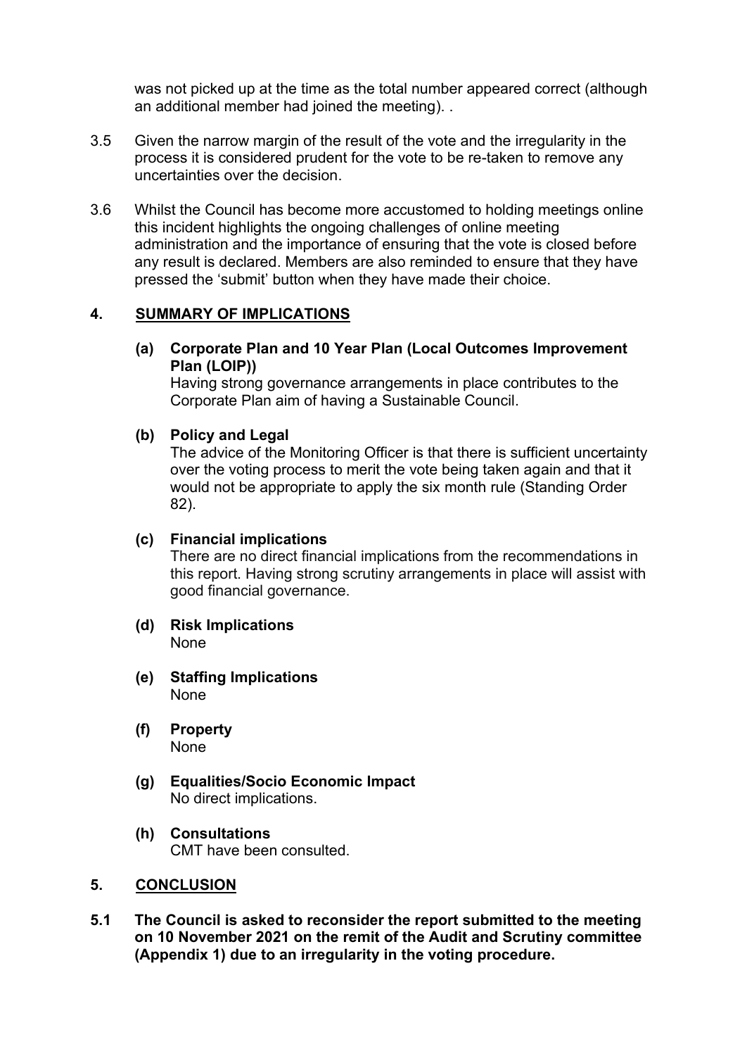was not picked up at the time as the total number appeared correct (although an additional member had joined the meeting). .

3.5 Given the narrow margin of the result of the vote and the irregularity in the process it is considered prudent for the vote to be re-taken to remove any uncertainties over the decision.

3.6 Whilst the Council has become more accustomed to holding meetings online this incident highlights the ongoing challenges of online meeting administration and the importance of ensuring that the vote is closed before any result is declared. Members are also reminded to ensure that they have pressed the 'submit' button when they have made their choice.

## 4. SUMMARY OF IMPLICATIONS

**(a) Corporate Plan and 10 Year Plan (Local Outcomes Improvement Plan (LOIP))**
Having strong governance arrangements in place contributes to the Corporate Plan aim of having a Sustainable Council.

**(b) Policy and Legal**
The advice of the Monitoring Officer is that there is sufficient uncertainty over the voting process to merit the vote being taken again and that it would not be appropriate to apply the six month rule (Standing Order 82).

**(c) Financial implications**
There are no direct financial implications from the recommendations in this report. Having strong scrutiny arrangements in place will assist with good financial governance.

**(d) Risk Implications**
None

**(e) Staffing Implications**
None

**(f) Property**
None

**(g) Equalities/Socio Economic Impact**
No direct implications.

**(h) Consultations**
CMT have been consulted.

## 5. CONCLUSION

**5.1 The Council is asked to reconsider the report submitted to the meeting on 10 November 2021 on the remit of the Audit and Scrutiny committee (Appendix 1) due to an irregularity in the voting procedure.**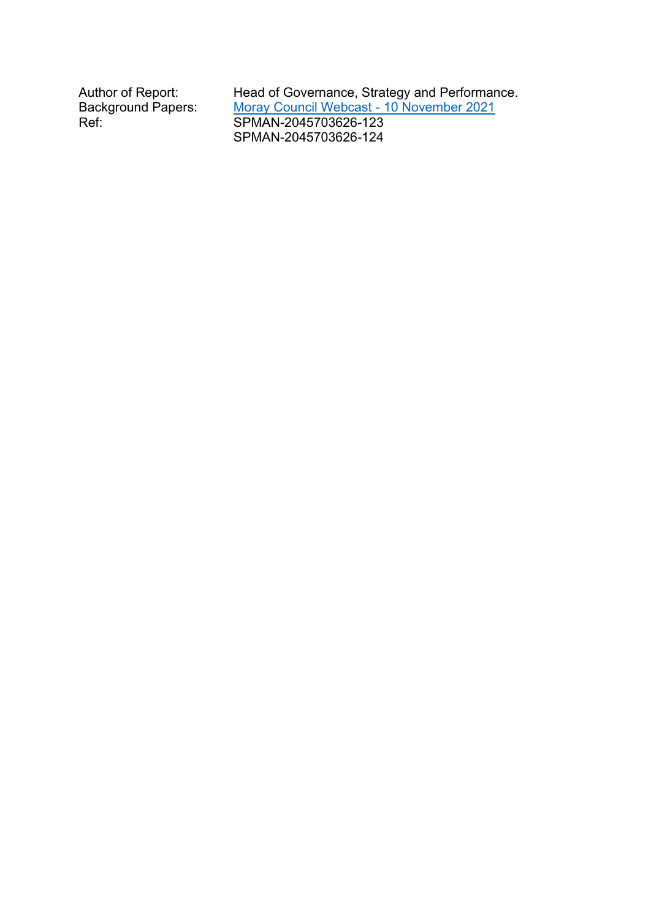| | |
|---|---|
| Author of Report: | Head of Governance, Strategy and Performance. |
| Background Papers: | Moray Council Webcast - 10 November 2021 |
| Ref: | SPMAN-2045703626-123<br>SPMAN-2045703626-124 |